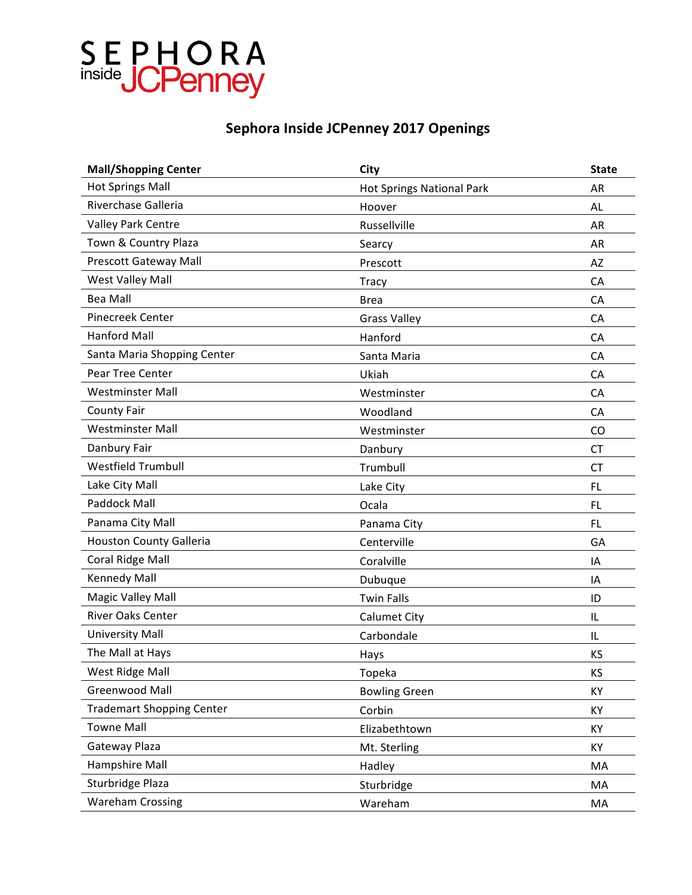SEPHORA inside JCPenney

# Sephora Inside JCPenney 2017 Openings

| Mall/Shopping Center | City | State |
|---|---|---|
| Hot Springs Mall | Hot Springs National Park | AR |
| Riverchase Galleria | Hoover | AL |
| Valley Park Centre | Russellville | AR |
| Town & Country Plaza | Searcy | AR |
| Prescott Gateway Mall | Prescott | AZ |
| West Valley Mall | Tracy | CA |
| Bea Mall | Brea | CA |
| Pinecreek Center | Grass Valley | CA |
| Hanford Mall | Hanford | CA |
| Santa Maria Shopping Center | Santa Maria | CA |
| Pear Tree Center | Ukiah | CA |
| Westminster Mall | Westminster | CA |
| County Fair | Woodland | CA |
| Westminster Mall | Westminster | CO |
| Danbury Fair | Danbury | CT |
| Westfield Trumbull | Trumbull | CT |
| Lake City Mall | Lake City | FL |
| Paddock Mall | Ocala | FL |
| Panama City Mall | Panama City | FL |
| Houston County Galleria | Centerville | GA |
| Coral Ridge Mall | Coralville | IA |
| Kennedy Mall | Dubuque | IA |
| Magic Valley Mall | Twin Falls | ID |
| River Oaks Center | Calumet City | IL |
| University Mall | Carbondale | IL |
| The Mall at Hays | Hays | KS |
| West Ridge Mall | Topeka | KS |
| Greenwood Mall | Bowling Green | KY |
| Trademart Shopping Center | Corbin | KY |
| Towne Mall | Elizabethtown | KY |
| Gateway Plaza | Mt. Sterling | KY |
| Hampshire Mall | Hadley | MA |
| Sturbridge Plaza | Sturbridge | MA |
| Wareham Crossing | Wareham | MA |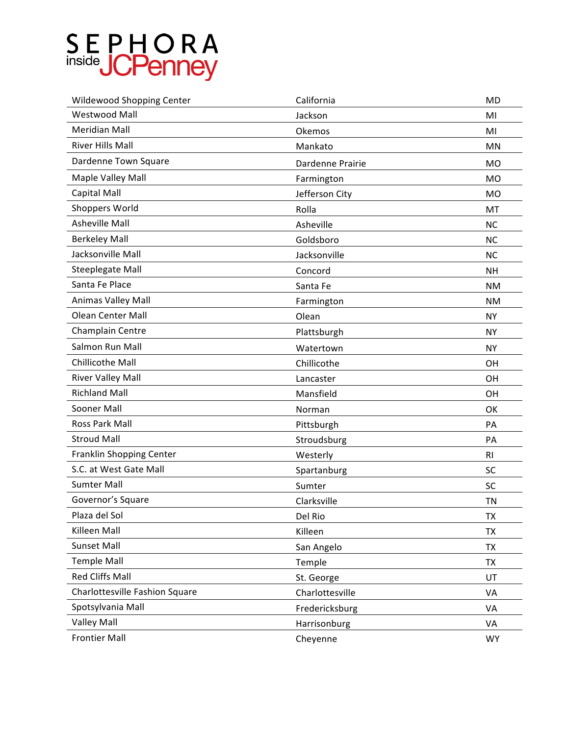# SEPHORA inside JCPenney

| | | |
|---|---|---|
| Wildewood Shopping Center | California | MD |
| Westwood Mall | Jackson | MI |
| Meridian Mall | Okemos | MI |
| River Hills Mall | Mankato | MN |
| Dardenne Town Square | Dardenne Prairie | MO |
| Maple Valley Mall | Farmington | MO |
| Capital Mall | Jefferson City | MO |
| Shoppers World | Rolla | MT |
| Asheville Mall | Asheville | NC |
| Berkeley Mall | Goldsboro | NC |
| Jacksonville Mall | Jacksonville | NC |
| Steeplegate Mall | Concord | NH |
| Santa Fe Place | Santa Fe | NM |
| Animas Valley Mall | Farmington | NM |
| Olean Center Mall | Olean | NY |
| Champlain Centre | Plattsburgh | NY |
| Salmon Run Mall | Watertown | NY |
| Chillicothe Mall | Chillicothe | OH |
| River Valley Mall | Lancaster | OH |
| Richland Mall | Mansfield | OH |
| Sooner Mall | Norman | OK |
| Ross Park Mall | Pittsburgh | PA |
| Stroud Mall | Stroudsburg | PA |
| Franklin Shopping Center | Westerly | RI |
| S.C. at West Gate Mall | Spartanburg | SC |
| Sumter Mall | Sumter | SC |
| Governor's Square | Clarksville | TN |
| Plaza del Sol | Del Rio | TX |
| Killeen Mall | Killeen | TX |
| Sunset Mall | San Angelo | TX |
| Temple Mall | Temple | TX |
| Red Cliffs Mall | St. George | UT |
| Charlottesville Fashion Square | Charlottesville | VA |
| Spotsylvania Mall | Fredericksburg | VA |
| Valley Mall | Harrisonburg | VA |
| Frontier Mall | Cheyenne | WY |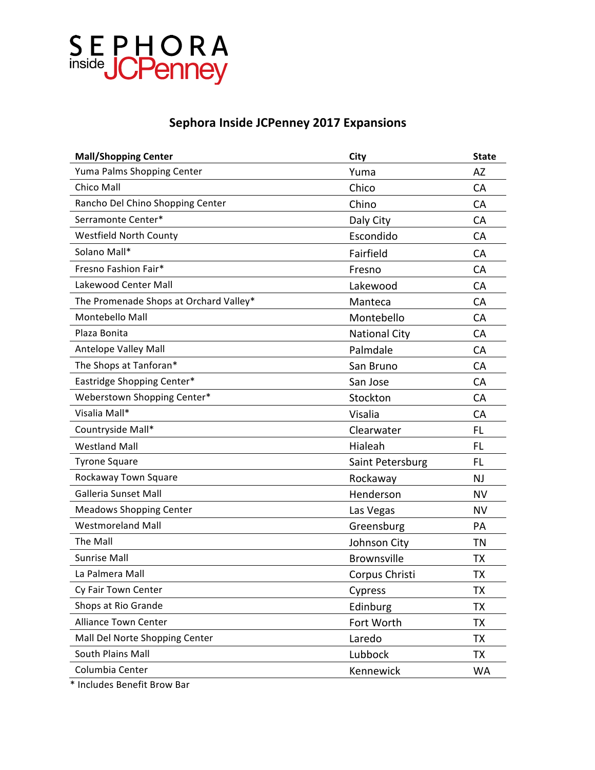SEPHORA inside JCPenney

## Sephora Inside JCPenney 2017 Expansions

| Mall/Shopping Center | City | State |
| --- | --- | --- |
| Yuma Palms Shopping Center | Yuma | AZ |
| Chico Mall | Chico | CA |
| Rancho Del Chino Shopping Center | Chino | CA |
| Serramonte Center* | Daly City | CA |
| Westfield North County | Escondido | CA |
| Solano Mall* | Fairfield | CA |
| Fresno Fashion Fair* | Fresno | CA |
| Lakewood Center Mall | Lakewood | CA |
| The Promenade Shops at Orchard Valley* | Manteca | CA |
| Montebello Mall | Montebello | CA |
| Plaza Bonita | National City | CA |
| Antelope Valley Mall | Palmdale | CA |
| The Shops at Tanforan* | San Bruno | CA |
| Eastridge Shopping Center* | San Jose | CA |
| Weberstown Shopping Center* | Stockton | CA |
| Visalia Mall* | Visalia | CA |
| Countryside Mall* | Clearwater | FL |
| Westland Mall | Hialeah | FL |
| Tyrone Square | Saint Petersburg | FL |
| Rockaway Town Square | Rockaway | NJ |
| Galleria Sunset Mall | Henderson | NV |
| Meadows Shopping Center | Las Vegas | NV |
| Westmoreland Mall | Greensburg | PA |
| The Mall | Johnson City | TN |
| Sunrise Mall | Brownsville | TX |
| La Palmera Mall | Corpus Christi | TX |
| Cy Fair Town Center | Cypress | TX |
| Shops at Rio Grande | Edinburg | TX |
| Alliance Town Center | Fort Worth | TX |
| Mall Del Norte Shopping Center | Laredo | TX |
| South Plains Mall | Lubbock | TX |
| Columbia Center | Kennewick | WA |

* Includes Benefit Brow Bar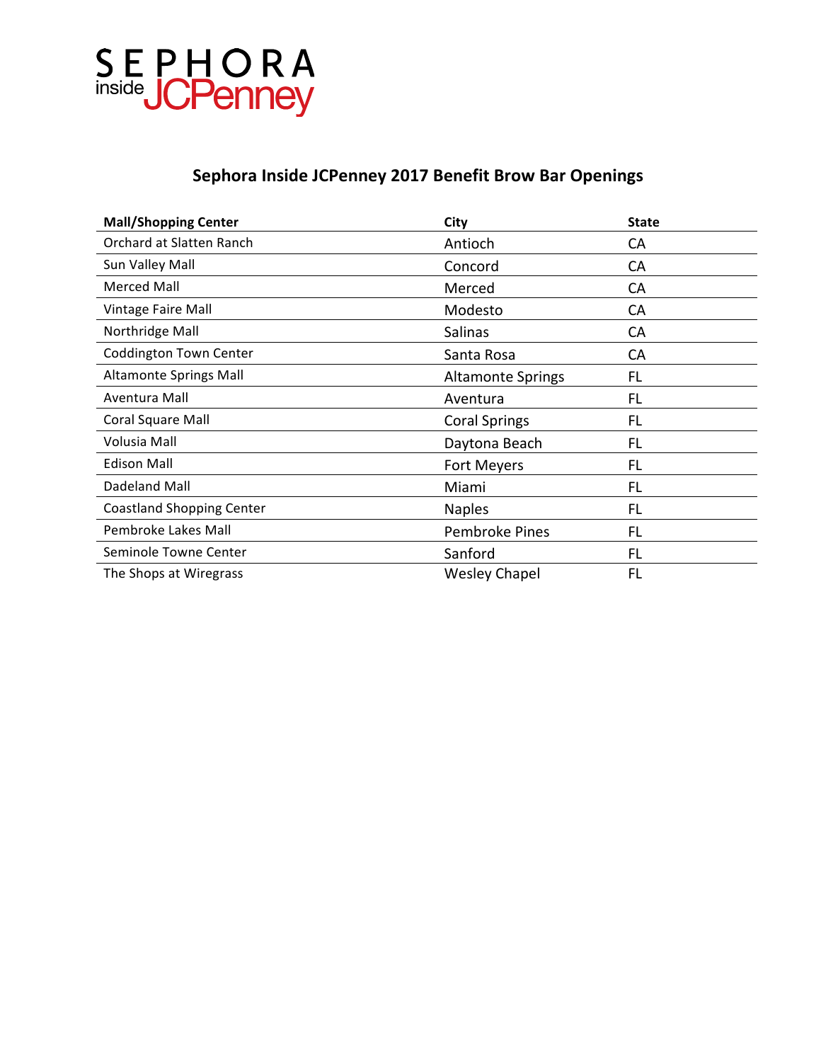SEPHORA inside JCPenney

## Sephora Inside JCPenney 2017 Benefit Brow Bar Openings

| Mall/Shopping Center | City | State |
|---|---|---|
| Orchard at Slatten Ranch | Antioch | CA |
| Sun Valley Mall | Concord | CA |
| Merced Mall | Merced | CA |
| Vintage Faire Mall | Modesto | CA |
| Northridge Mall | Salinas | CA |
| Coddington Town Center | Santa Rosa | CA |
| Altamonte Springs Mall | Altamonte Springs | FL |
| Aventura Mall | Aventura | FL |
| Coral Square Mall | Coral Springs | FL |
| Volusia Mall | Daytona Beach | FL |
| Edison Mall | Fort Meyers | FL |
| Dadeland Mall | Miami | FL |
| Coastland Shopping Center | Naples | FL |
| Pembroke Lakes Mall | Pembroke Pines | FL |
| Seminole Towne Center | Sanford | FL |
| The Shops at Wiregrass | Wesley Chapel | FL |